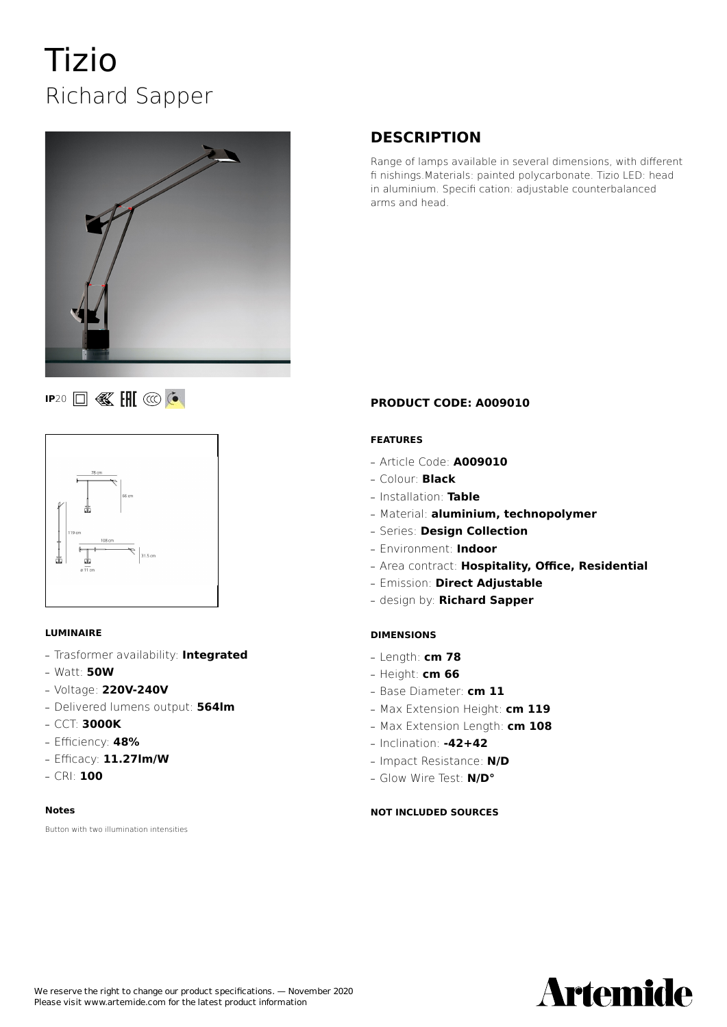# Tizio

## Richard Sapper

IP20

## DESCRIPTION

Range of lamps available in several dimensions, with different fi nishings.Materials: painted polycarbonate. Tizio LED: head in aluminium. Specifi cation: adjustable counterbalanced arms and head.

### PRODUCT CODE: A009010

#### FEATURES

- Article Code: **A009010**
- Colour: **Black**
- Installation: **Table**
- Material: **aluminium, technopolymer**
- Series: **Design Collection**
- Environment: **Indoor**
- Area contract: **Hospitality, Office, Residential**
- Emission: **Direct Adjustable**
- design by: **Richard Sapper**

#### DIMENSIONS

- Length: **cm 78**
- Height: **cm 66**
- Base Diameter: **cm 11**
- Max Extension Height: **cm 119**
- Max Extension Length: **cm 108**
- Inclination: **-42+42**
- Impact Resistance: **N/D**
- Glow Wire Test: **N/D°**

#### NOT INCLUDED SOURCES

#### LUMINAIRE

- Trasformer availability: **Integrated**
- Watt: **50W**
- Voltage: **220V-240V**
- Delivered lumens output: **564lm**
- CCT: **3000K**
- Efficiency: **48%**
- Efficacy: **11.27lm/W**
- CRI: **100**

#### Notes

Button with two illumination intensities

We reserve the right to change our product specifications. — November 2020
Please visit www.artemide.com for the latest product information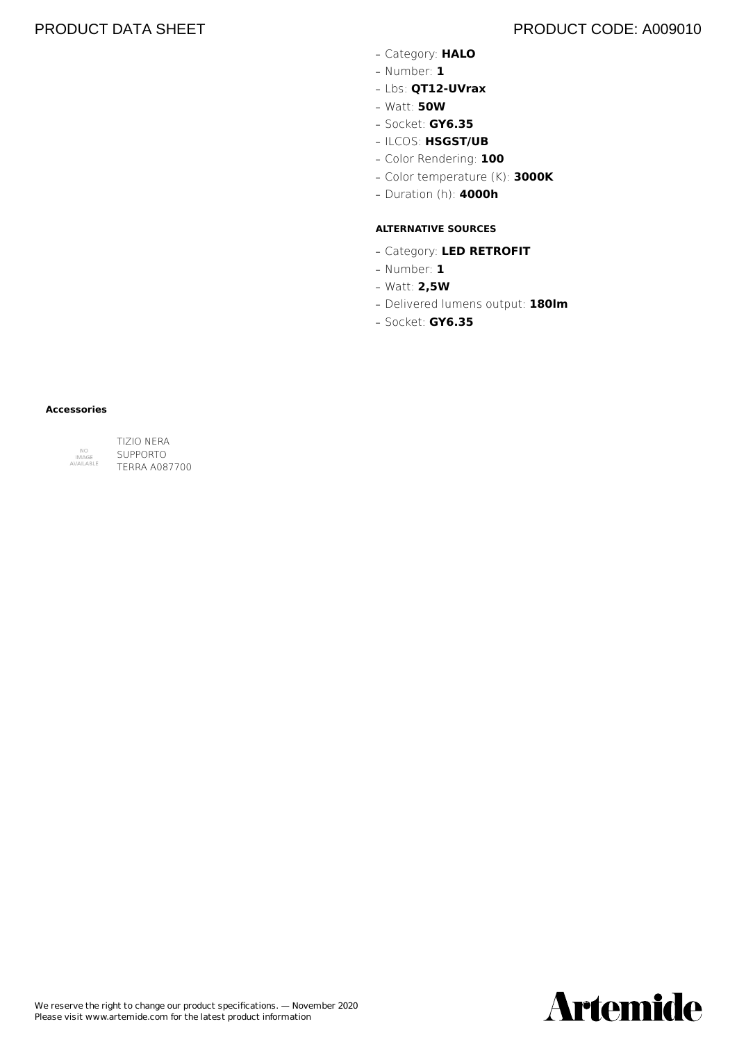- Category: **HALO**
- Number: **1**
- Lbs: **QT12-UVrax**
- Watt: **50W**
- Socket: **GY6.35**
- ILCOS: **HSGST/UB**
- Color Rendering: **100**
- Color temperature (K): **3000K**
- Duration (h): **4000h**

**ALTERNATIVE SOURCES**

- Category: **LED RETROFIT**
- Number: **1**
- Watt: **2,5W**
- Delivered lumens output: **180lm**
- Socket: **GY6.35**

**Accessories**

NO IMAGE AVAILABLE

TIZIO NERA SUPPORTO TERRA A087700

We reserve the right to change our product specifications. — November 2020
Please visit www.artemide.com for the latest product information

Artemide